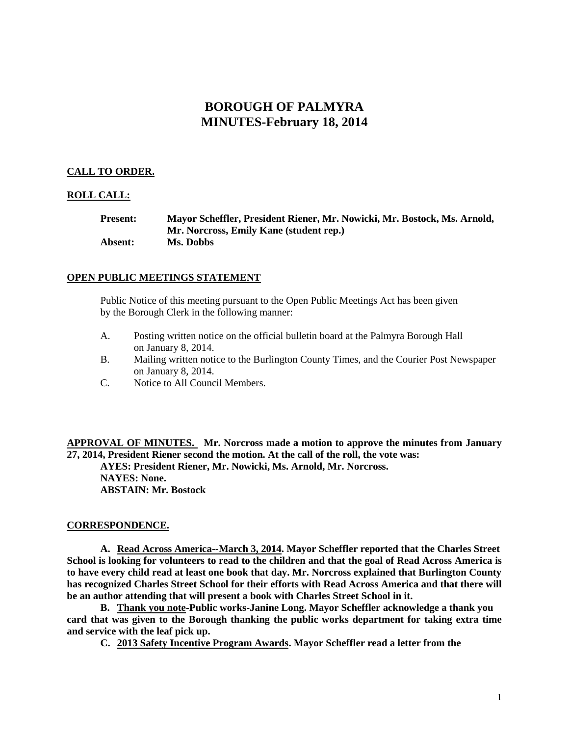# BOROUGH OF PALMYRA
# MINUTES-February 18, 2014

**CALL TO ORDER.**

**ROLL CALL:**

**Present:** **Mayor Scheffler, President Riener, Mr. Nowicki, Mr. Bostock, Ms. Arnold, Mr. Norcross, Emily Kane (student rep.)**
**Absent:** **Ms. Dobbs**

**OPEN PUBLIC MEETINGS STATEMENT**

Public Notice of this meeting pursuant to the Open Public Meetings Act has been given by the Borough Clerk in the following manner:

A. Posting written notice on the official bulletin board at the Palmyra Borough Hall on January 8, 2014.
B. Mailing written notice to the Burlington County Times, and the Courier Post Newspaper on January 8, 2014.
C. Notice to All Council Members.

**APPROVAL OF MINUTES.** **Mr. Norcross made a motion to approve the minutes from January 27, 2014, President Riener second the motion. At the call of the roll, the vote was:**
**AYES: President Riener, Mr. Nowicki, Ms. Arnold, Mr. Norcross.**
**NAYES: None.**
**ABSTAIN: Mr. Bostock**

**CORRESPONDENCE.**

**A. Read Across America--March 3, 2014. Mayor Scheffler reported that the Charles Street School is looking for volunteers to read to the children and that the goal of Read Across America is to have every child read at least one book that day. Mr. Norcross explained that Burlington County has recognized Charles Street School for their efforts with Read Across America and that there will be an author attending that will present a book with Charles Street School in it.**

**B. Thank you note-Public works-Janine Long. Mayor Scheffler acknowledge a thank you card that was given to the Borough thanking the public works department for taking extra time and service with the leaf pick up.**

**C. 2013 Safety Incentive Program Awards. Mayor Scheffler read a letter from the**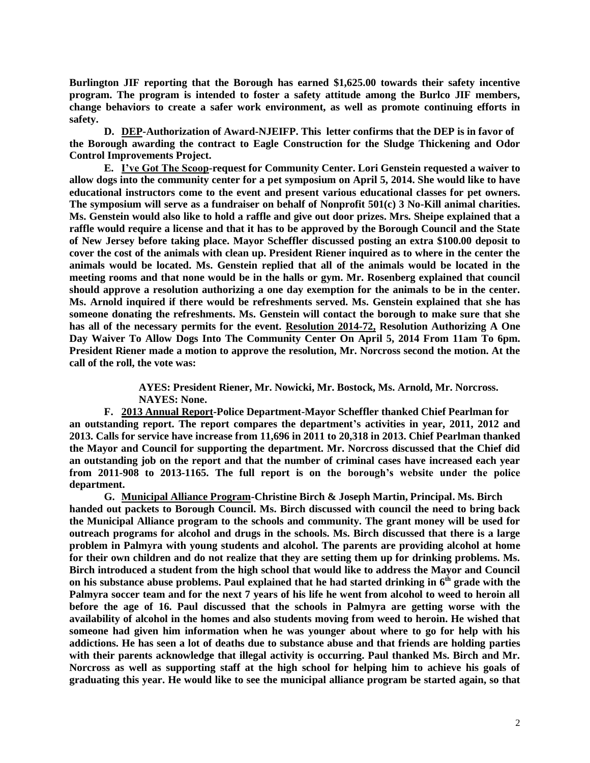**Burlington JIF reporting that the Borough has earned $1,625.00 towards their safety incentive program. The program is intended to foster a safety attitude among the Burlco JIF members, change behaviors to create a safer work environment, as well as promote continuing efforts in safety.**

**D. <u>DEP</u>-Authorization of Award-NJEIFP. This letter confirms that the DEP is in favor of the Borough awarding the contract to Eagle Construction for the Sludge Thickening and Odor Control Improvements Project.**

**E. <u>I've Got The Scoop</u>-request for Community Center. Lori Genstein requested a waiver to allow dogs into the community center for a pet symposium on April 5, 2014. She would like to have educational instructors come to the event and present various educational classes for pet owners. The symposium will serve as a fundraiser on behalf of Nonprofit 501(c) 3 No-Kill animal charities. Ms. Genstein would also like to hold a raffle and give out door prizes. Mrs. Sheipe explained that a raffle would require a license and that it has to be approved by the Borough Council and the State of New Jersey before taking place. Mayor Scheffler discussed posting an extra $100.00 deposit to cover the cost of the animals with clean up. President Riener inquired as to where in the center the animals would be located. Ms. Genstein replied that all of the animals would be located in the meeting rooms and that none would be in the halls or gym. Mr. Rosenberg explained that council should approve a resolution authorizing a one day exemption for the animals to be in the center. Ms. Arnold inquired if there would be refreshments served. Ms. Genstein explained that she has someone donating the refreshments. Ms. Genstein will contact the borough to make sure that she has all of the necessary permits for the event. <u>Resolution 2014-72,</u> Resolution Authorizing A One Day Waiver To Allow Dogs Into The Community Center On April 5, 2014 From 11am To 6pm. President Riener made a motion to approve the resolution, Mr. Norcross second the motion. At the call of the roll, the vote was:**

**AYES: President Riener, Mr. Nowicki, Mr. Bostock, Ms. Arnold, Mr. Norcross.**
**NAYES: None.**

**F. <u>2013 Annual Report</u>-Police Department-Mayor Scheffler thanked Chief Pearlman for an outstanding report. The report compares the department's activities in year, 2011, 2012 and 2013. Calls for service have increase from 11,696 in 2011 to 20,318 in 2013. Chief Pearlman thanked the Mayor and Council for supporting the department. Mr. Norcross discussed that the Chief did an outstanding job on the report and that the number of criminal cases have increased each year from 2011-908 to 2013-1165. The full report is on the borough's website under the police department.**

**G. <u>Municipal Alliance Program</u>-Christine Birch & Joseph Martin, Principal. Ms. Birch handed out packets to Borough Council. Ms. Birch discussed with council the need to bring back the Municipal Alliance program to the schools and community. The grant money will be used for outreach programs for alcohol and drugs in the schools. Ms. Birch discussed that there is a large problem in Palmyra with young students and alcohol. The parents are providing alcohol at home for their own children and do not realize that they are setting them up for drinking problems. Ms. Birch introduced a student from the high school that would like to address the Mayor and Council on his substance abuse problems. Paul explained that he had started drinking in 6th grade with the Palmyra soccer team and for the next 7 years of his life he went from alcohol to weed to heroin all before the age of 16. Paul discussed that the schools in Palmyra are getting worse with the availability of alcohol in the homes and also students moving from weed to heroin. He wished that someone had given him information when he was younger about where to go for help with his addictions. He has seen a lot of deaths due to substance abuse and that friends are holding parties with their parents acknowledge that illegal activity is occurring. Paul thanked Ms. Birch and Mr. Norcross as well as supporting staff at the high school for helping him to achieve his goals of graduating this year. He would like to see the municipal alliance program be started again, so that**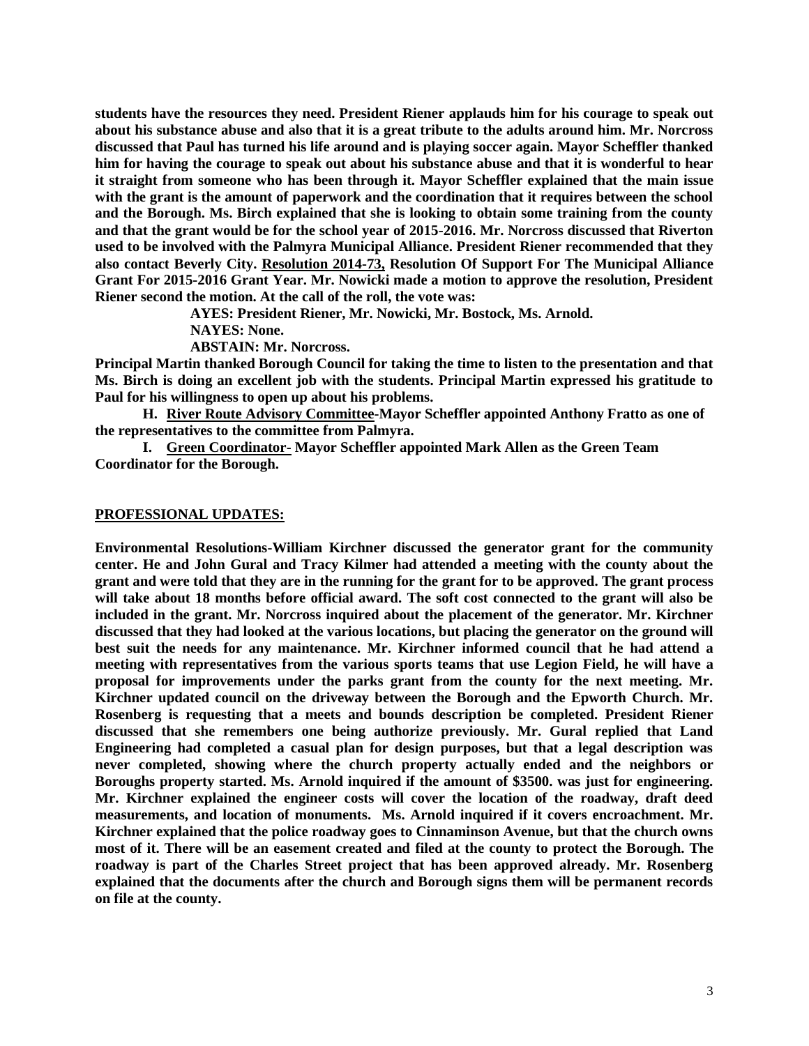**students have the resources they need. President Riener applauds him for his courage to speak out about his substance abuse and also that it is a great tribute to the adults around him. Mr. Norcross discussed that Paul has turned his life around and is playing soccer again. Mayor Scheffler thanked him for having the courage to speak out about his substance abuse and that it is wonderful to hear it straight from someone who has been through it. Mayor Scheffler explained that the main issue with the grant is the amount of paperwork and the coordination that it requires between the school and the Borough. Ms. Birch explained that she is looking to obtain some training from the county and that the grant would be for the school year of 2015-2016. Mr. Norcross discussed that Riverton used to be involved with the Palmyra Municipal Alliance. President Riener recommended that they also contact Beverly City. <u>Resolution 2014-73,</u> Resolution Of Support For The Municipal Alliance Grant For 2015-2016 Grant Year. Mr. Nowicki made a motion to approve the resolution, President Riener second the motion. At the call of the roll, the vote was:**

**AYES: President Riener, Mr. Nowicki, Mr. Bostock, Ms. Arnold.**
**NAYES: None.**
**ABSTAIN: Mr. Norcross.**

**Principal Martin thanked Borough Council for taking the time to listen to the presentation and that Ms. Birch is doing an excellent job with the students. Principal Martin expressed his gratitude to Paul for his willingness to open up about his problems.**

**H. <u>River Route Advisory Committee</u>-Mayor Scheffler appointed Anthony Fratto as one of the representatives to the committee from Palmyra.**

**I. <u>Green Coordinator</u>- Mayor Scheffler appointed Mark Allen as the Green Team Coordinator for the Borough.**

## <u>PROFESSIONAL UPDATES:</u>

**Environmental Resolutions-William Kirchner discussed the generator grant for the community center. He and John Gural and Tracy Kilmer had attended a meeting with the county about the grant and were told that they are in the running for the grant for to be approved. The grant process will take about 18 months before official award. The soft cost connected to the grant will also be included in the grant. Mr. Norcross inquired about the placement of the generator. Mr. Kirchner discussed that they had looked at the various locations, but placing the generator on the ground will best suit the needs for any maintenance. Mr. Kirchner informed council that he had attend a meeting with representatives from the various sports teams that use Legion Field, he will have a proposal for improvements under the parks grant from the county for the next meeting. Mr. Kirchner updated council on the driveway between the Borough and the Epworth Church. Mr. Rosenberg is requesting that a meets and bounds description be completed. President Riener discussed that she remembers one being authorize previously. Mr. Gural replied that Land Engineering had completed a casual plan for design purposes, but that a legal description was never completed, showing where the church property actually ended and the neighbors or Boroughs property started. Ms. Arnold inquired if the amount of $3500. was just for engineering. Mr. Kirchner explained the engineer costs will cover the location of the roadway, draft deed measurements, and location of monuments. Ms. Arnold inquired if it covers encroachment. Mr. Kirchner explained that the police roadway goes to Cinnaminson Avenue, but that the church owns most of it. There will be an easement created and filed at the county to protect the Borough. The roadway is part of the Charles Street project that has been approved already. Mr. Rosenberg explained that the documents after the church and Borough signs them will be permanent records on file at the county.**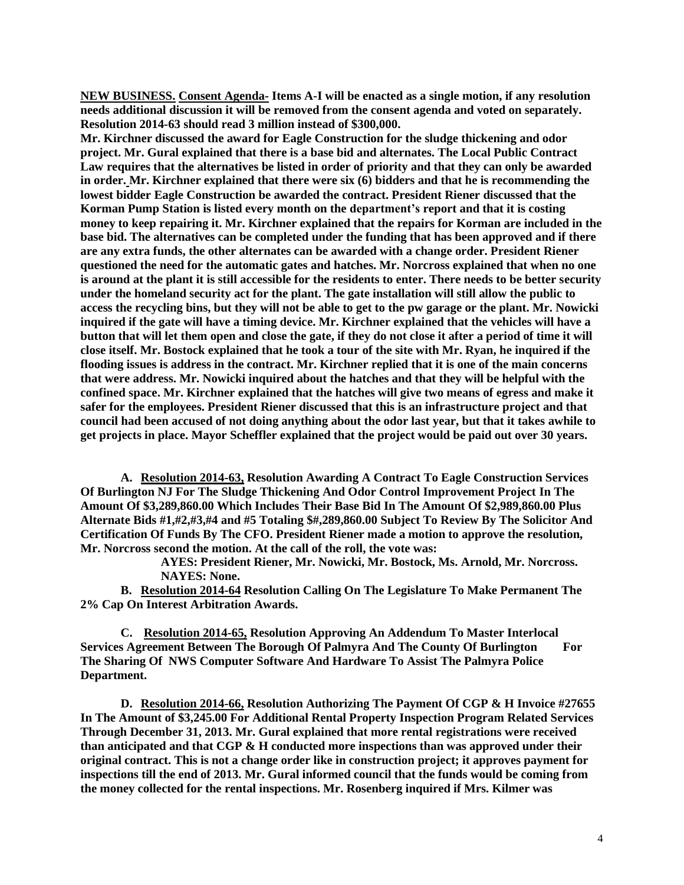**NEW BUSINESS.** **Consent Agenda- Items A-I will be enacted as a single motion, if any resolution needs additional discussion it will be removed from the consent agenda and voted on separately. Resolution 2014-63 should read 3 million instead of $300,000.**

**Mr. Kirchner discussed the award for Eagle Construction for the sludge thickening and odor project. Mr. Gural explained that there is a base bid and alternates. The Local Public Contract Law requires that the alternatives be listed in order of priority and that they can only be awarded in order. Mr. Kirchner explained that there were six (6) bidders and that he is recommending the lowest bidder Eagle Construction be awarded the contract. President Riener discussed that the Korman Pump Station is listed every month on the department's report and that it is costing money to keep repairing it. Mr. Kirchner explained that the repairs for Korman are included in the base bid. The alternatives can be completed under the funding that has been approved and if there are any extra funds, the other alternates can be awarded with a change order. President Riener questioned the need for the automatic gates and hatches. Mr. Norcross explained that when no one is around at the plant it is still accessible for the residents to enter. There needs to be better security under the homeland security act for the plant. The gate installation will still allow the public to access the recycling bins, but they will not be able to get to the pw garage or the plant. Mr. Nowicki inquired if the gate will have a timing device. Mr. Kirchner explained that the vehicles will have a button that will let them open and close the gate, if they do not close it after a period of time it will close itself. Mr. Bostock explained that he took a tour of the site with Mr. Ryan, he inquired if the flooding issues is address in the contract. Mr. Kirchner replied that it is one of the main concerns that were address. Mr. Nowicki inquired about the hatches and that they will be helpful with the confined space. Mr. Kirchner explained that the hatches will give two means of egress and make it safer for the employees. President Riener discussed that this is an infrastructure project and that council had been accused of not doing anything about the odor last year, but that it takes awhile to get projects in place. Mayor Scheffler explained that the project would be paid out over 30 years.**

**A. Resolution 2014-63, Resolution Awarding A Contract To Eagle Construction Services Of Burlington NJ For The Sludge Thickening And Odor Control Improvement Project In The Amount Of $3,289,860.00 Which Includes Their Base Bid In The Amount Of $2,989,860.00 Plus Alternate Bids #1,#2,#3,#4 and #5 Totaling $#,289,860.00 Subject To Review By The Solicitor And Certification Of Funds By The CFO. President Riener made a motion to approve the resolution, Mr. Norcross second the motion. At the call of the roll, the vote was:**

**AYES: President Riener, Mr. Nowicki, Mr. Bostock, Ms. Arnold, Mr. Norcross.**
**NAYES: None.**

**B. Resolution 2014-64 Resolution Calling On The Legislature To Make Permanent The 2% Cap On Interest Arbitration Awards.**

**C. Resolution 2014-65, Resolution Approving An Addendum To Master Interlocal Services Agreement Between The Borough Of Palmyra And The County Of Burlington For The Sharing Of NWS Computer Software And Hardware To Assist The Palmyra Police Department.**

**D. Resolution 2014-66, Resolution Authorizing The Payment Of CGP & H Invoice #27655 In The Amount of $3,245.00 For Additional Rental Property Inspection Program Related Services Through December 31, 2013. Mr. Gural explained that more rental registrations were received than anticipated and that CGP & H conducted more inspections than was approved under their original contract. This is not a change order like in construction project; it approves payment for inspections till the end of 2013. Mr. Gural informed council that the funds would be coming from the money collected for the rental inspections. Mr. Rosenberg inquired if Mrs. Kilmer was**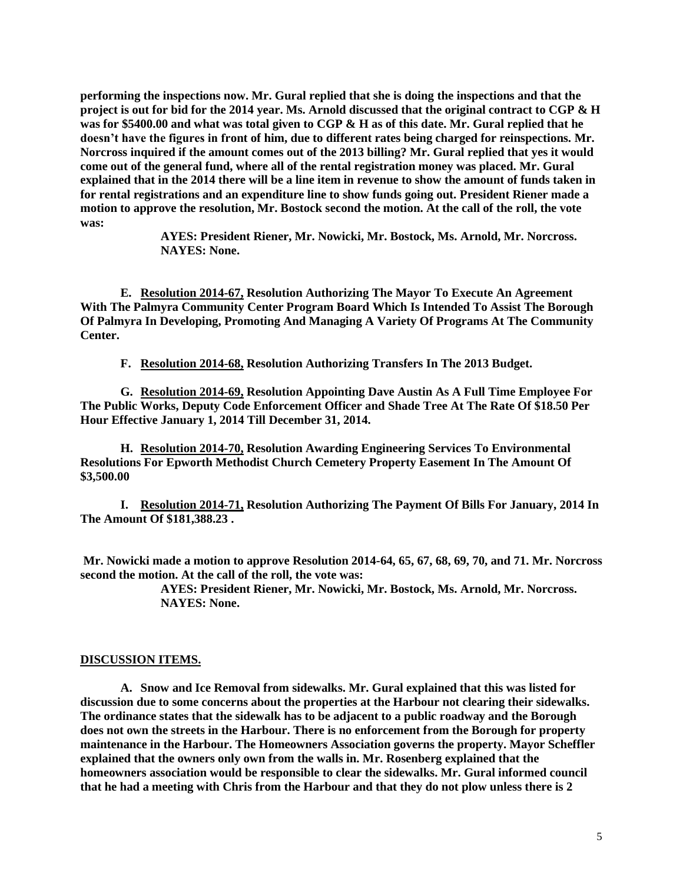**performing the inspections now. Mr. Gural replied that she is doing the inspections and that the project is out for bid for the 2014 year. Ms. Arnold discussed that the original contract to CGP & H was for $5400.00 and what was total given to CGP & H as of this date. Mr. Gural replied that he doesn't have the figures in front of him, due to different rates being charged for reinspections. Mr. Norcross inquired if the amount comes out of the 2013 billing? Mr. Gural replied that yes it would come out of the general fund, where all of the rental registration money was placed. Mr. Gural explained that in the 2014 there will be a line item in revenue to show the amount of funds taken in for rental registrations and an expenditure line to show funds going out. President Riener made a motion to approve the resolution, Mr. Bostock second the motion. At the call of the roll, the vote was:**

> **AYES: President Riener, Mr. Nowicki, Mr. Bostock, Ms. Arnold, Mr. Norcross.**
> **NAYES: None.**

**E. Resolution 2014-67, Resolution Authorizing The Mayor To Execute An Agreement With The Palmyra Community Center Program Board Which Is Intended To Assist The Borough Of Palmyra In Developing, Promoting And Managing A Variety Of Programs At The Community Center.**

**F. Resolution 2014-68, Resolution Authorizing Transfers In The 2013 Budget.**

**G. Resolution 2014-69, Resolution Appointing Dave Austin As A Full Time Employee For The Public Works, Deputy Code Enforcement Officer and Shade Tree At The Rate Of $18.50 Per Hour Effective January 1, 2014 Till December 31, 2014.**

**H. Resolution 2014-70, Resolution Awarding Engineering Services To Environmental Resolutions For Epworth Methodist Church Cemetery Property Easement In The Amount Of $3,500.00**

**I. Resolution 2014-71, Resolution Authorizing The Payment Of Bills For January, 2014 In The Amount Of $181,388.23 .**

**Mr. Nowicki made a motion to approve Resolution 2014-64, 65, 67, 68, 69, 70, and 71. Mr. Norcross second the motion. At the call of the roll, the vote was:**

> **AYES: President Riener, Mr. Nowicki, Mr. Bostock, Ms. Arnold, Mr. Norcross.**
> **NAYES: None.**

**DISCUSSION ITEMS.**

**A. Snow and Ice Removal from sidewalks. Mr. Gural explained that this was listed for discussion due to some concerns about the properties at the Harbour not clearing their sidewalks. The ordinance states that the sidewalk has to be adjacent to a public roadway and the Borough does not own the streets in the Harbour. There is no enforcement from the Borough for property maintenance in the Harbour. The Homeowners Association governs the property. Mayor Scheffler explained that the owners only own from the walls in. Mr. Rosenberg explained that the homeowners association would be responsible to clear the sidewalks. Mr. Gural informed council that he had a meeting with Chris from the Harbour and that they do not plow unless there is 2**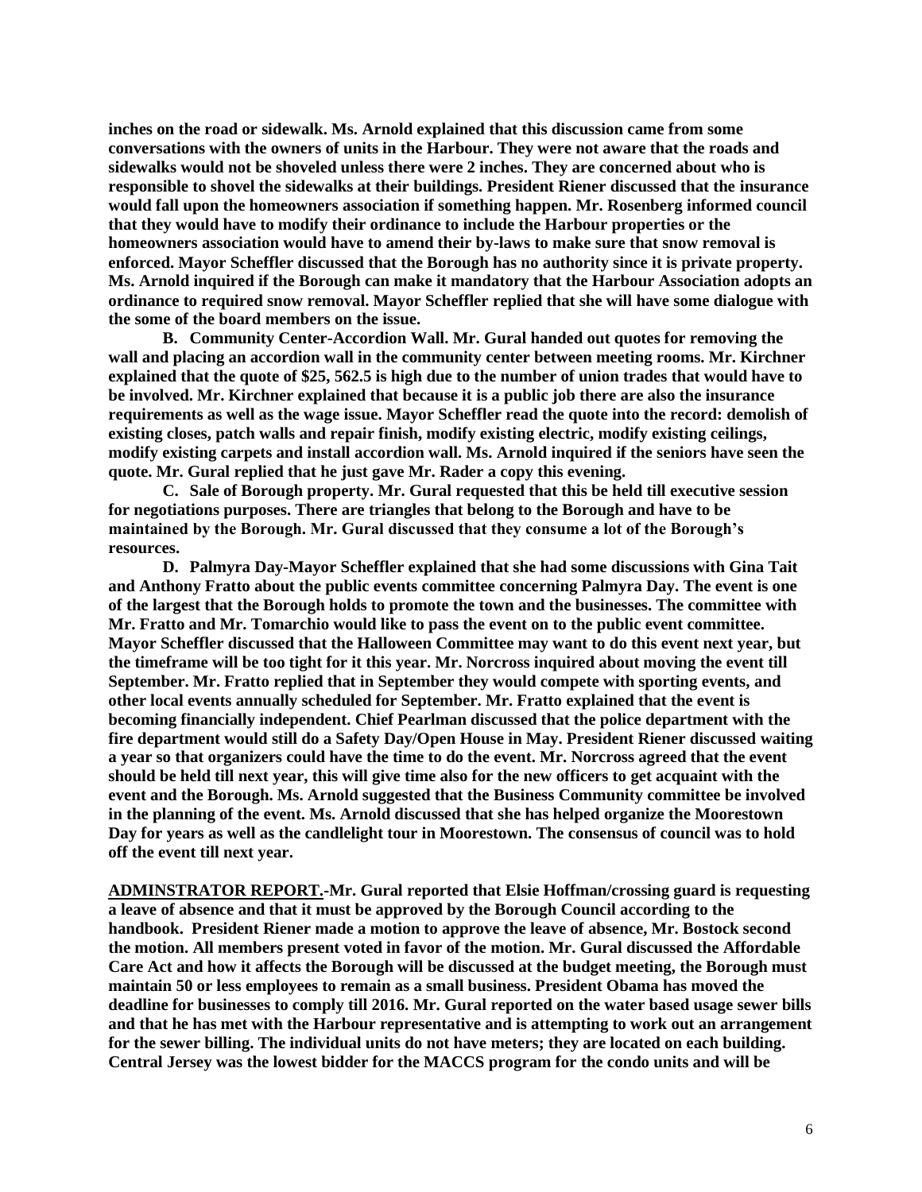**inches on the road or sidewalk. Ms. Arnold explained that this discussion came from some conversations with the owners of units in the Harbour. They were not aware that the roads and sidewalks would not be shoveled unless there were 2 inches. They are concerned about who is responsible to shovel the sidewalks at their buildings. President Riener discussed that the insurance would fall upon the homeowners association if something happen. Mr. Rosenberg informed council that they would have to modify their ordinance to include the Harbour properties or the homeowners association would have to amend their by-laws to make sure that snow removal is enforced. Mayor Scheffler discussed that the Borough has no authority since it is private property. Ms. Arnold inquired if the Borough can make it mandatory that the Harbour Association adopts an ordinance to required snow removal. Mayor Scheffler replied that she will have some dialogue with the some of the board members on the issue.**

**B. Community Center-Accordion Wall. Mr. Gural handed out quotes for removing the wall and placing an accordion wall in the community center between meeting rooms. Mr. Kirchner explained that the quote of $25, 562.5 is high due to the number of union trades that would have to be involved. Mr. Kirchner explained that because it is a public job there are also the insurance requirements as well as the wage issue. Mayor Scheffler read the quote into the record: demolish of existing closes, patch walls and repair finish, modify existing electric, modify existing ceilings, modify existing carpets and install accordion wall. Ms. Arnold inquired if the seniors have seen the quote. Mr. Gural replied that he just gave Mr. Rader a copy this evening.**

**C. Sale of Borough property. Mr. Gural requested that this be held till executive session for negotiations purposes. There are triangles that belong to the Borough and have to be maintained by the Borough. Mr. Gural discussed that they consume a lot of the Borough's resources.**

**D. Palmyra Day-Mayor Scheffler explained that she had some discussions with Gina Tait and Anthony Fratto about the public events committee concerning Palmyra Day. The event is one of the largest that the Borough holds to promote the town and the businesses. The committee with Mr. Fratto and Mr. Tomarchio would like to pass the event on to the public event committee. Mayor Scheffler discussed that the Halloween Committee may want to do this event next year, but the timeframe will be too tight for it this year. Mr. Norcross inquired about moving the event till September. Mr. Fratto replied that in September they would compete with sporting events, and other local events annually scheduled for September. Mr. Fratto explained that the event is becoming financially independent. Chief Pearlman discussed that the police department with the fire department would still do a Safety Day/Open House in May. President Riener discussed waiting a year so that organizers could have the time to do the event. Mr. Norcross agreed that the event should be held till next year, this will give time also for the new officers to get acquaint with the event and the Borough. Ms. Arnold suggested that the Business Community committee be involved in the planning of the event. Ms. Arnold discussed that she has helped organize the Moorestown Day for years as well as the candlelight tour in Moorestown. The consensus of council was to hold off the event till next year.**

**<u>ADMINSTRATOR REPORT.</u>-Mr. Gural reported that Elsie Hoffman/crossing guard is requesting a leave of absence and that it must be approved by the Borough Council according to the handbook. President Riener made a motion to approve the leave of absence, Mr. Bostock second the motion. All members present voted in favor of the motion. Mr. Gural discussed the Affordable Care Act and how it affects the Borough will be discussed at the budget meeting, the Borough must maintain 50 or less employees to remain as a small business. President Obama has moved the deadline for businesses to comply till 2016. Mr. Gural reported on the water based usage sewer bills and that he has met with the Harbour representative and is attempting to work out an arrangement for the sewer billing. The individual units do not have meters; they are located on each building. Central Jersey was the lowest bidder for the MACCS program for the condo units and will be**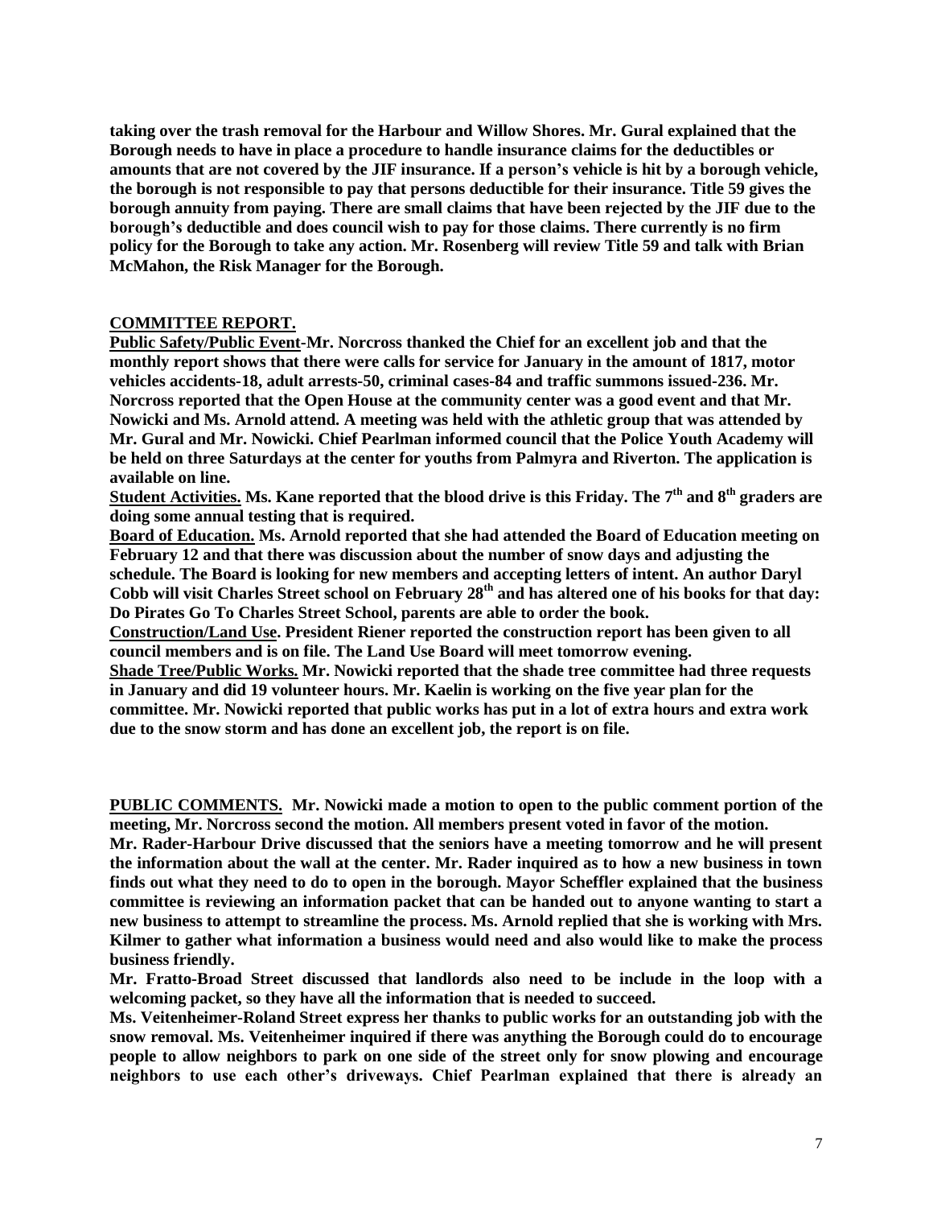**taking over the trash removal for the Harbour and Willow Shores. Mr. Gural explained that the Borough needs to have in place a procedure to handle insurance claims for the deductibles or amounts that are not covered by the JIF insurance. If a person's vehicle is hit by a borough vehicle, the borough is not responsible to pay that persons deductible for their insurance. Title 59 gives the borough annuity from paying. There are small claims that have been rejected by the JIF due to the borough's deductible and does council wish to pay for those claims. There currently is no firm policy for the Borough to take any action. Mr. Rosenberg will review Title 59 and talk with Brian McMahon, the Risk Manager for the Borough.**

## COMMITTEE REPORT.

**Public Safety/Public Event-Mr. Norcross thanked the Chief for an excellent job and that the monthly report shows that there were calls for service for January in the amount of 1817, motor vehicles accidents-18, adult arrests-50, criminal cases-84 and traffic summons issued-236. Mr. Norcross reported that the Open House at the community center was a good event and that Mr. Nowicki and Ms. Arnold attend. A meeting was held with the athletic group that was attended by Mr. Gural and Mr. Nowicki. Chief Pearlman informed council that the Police Youth Academy will be held on three Saturdays at the center for youths from Palmyra and Riverton. The application is available on line.**

**Student Activities. Ms. Kane reported that the blood drive is this Friday. The 7th and 8th graders are doing some annual testing that is required.**

**Board of Education. Ms. Arnold reported that she had attended the Board of Education meeting on February 12 and that there was discussion about the number of snow days and adjusting the schedule. The Board is looking for new members and accepting letters of intent. An author Daryl Cobb will visit Charles Street school on February 28th and has altered one of his books for that day: Do Pirates Go To Charles Street School, parents are able to order the book.**

**Construction/Land Use. President Riener reported the construction report has been given to all council members and is on file. The Land Use Board will meet tomorrow evening.**

**Shade Tree/Public Works. Mr. Nowicki reported that the shade tree committee had three requests in January and did 19 volunteer hours. Mr. Kaelin is working on the five year plan for the committee. Mr. Nowicki reported that public works has put in a lot of extra hours and extra work due to the snow storm and has done an excellent job, the report is on file.**

**PUBLIC COMMENTS. Mr. Nowicki made a motion to open to the public comment portion of the meeting, Mr. Norcross second the motion. All members present voted in favor of the motion.**

**Mr. Rader-Harbour Drive discussed that the seniors have a meeting tomorrow and he will present the information about the wall at the center. Mr. Rader inquired as to how a new business in town finds out what they need to do to open in the borough. Mayor Scheffler explained that the business committee is reviewing an information packet that can be handed out to anyone wanting to start a new business to attempt to streamline the process. Ms. Arnold replied that she is working with Mrs. Kilmer to gather what information a business would need and also would like to make the process business friendly.**

**Mr. Fratto-Broad Street discussed that landlords also need to be include in the loop with a welcoming packet, so they have all the information that is needed to succeed.**

**Ms. Veitenheimer-Roland Street express her thanks to public works for an outstanding job with the snow removal. Ms. Veitenheimer inquired if there was anything the Borough could do to encourage people to allow neighbors to park on one side of the street only for snow plowing and encourage neighbors to use each other's driveways. Chief Pearlman explained that there is already an**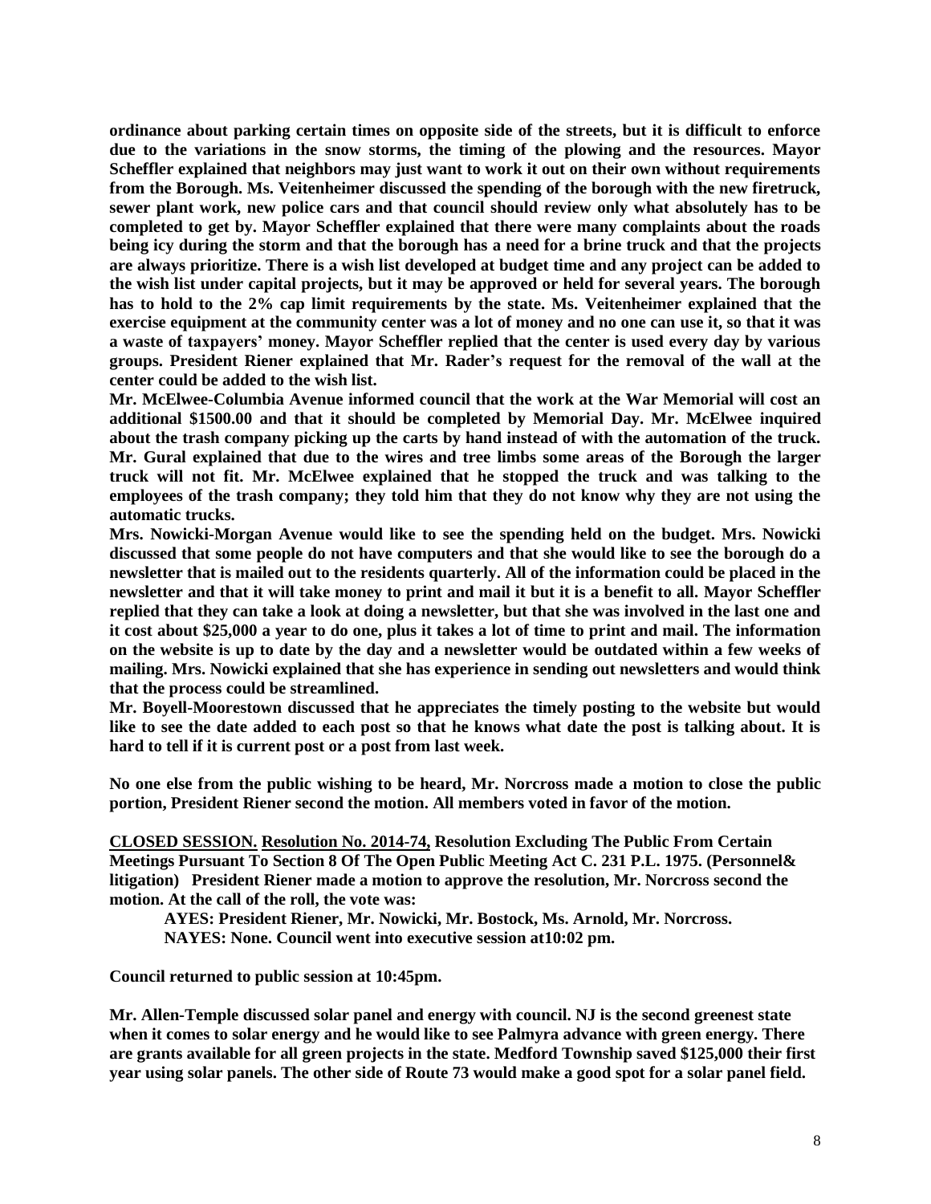**ordinance about parking certain times on opposite side of the streets, but it is difficult to enforce due to the variations in the snow storms, the timing of the plowing and the resources. Mayor Scheffler explained that neighbors may just want to work it out on their own without requirements from the Borough. Ms. Veitenheimer discussed the spending of the borough with the new firetruck, sewer plant work, new police cars and that council should review only what absolutely has to be completed to get by. Mayor Scheffler explained that there were many complaints about the roads being icy during the storm and that the borough has a need for a brine truck and that the projects are always prioritize. There is a wish list developed at budget time and any project can be added to the wish list under capital projects, but it may be approved or held for several years. The borough has to hold to the 2% cap limit requirements by the state. Ms. Veitenheimer explained that the exercise equipment at the community center was a lot of money and no one can use it, so that it was a waste of taxpayers' money. Mayor Scheffler replied that the center is used every day by various groups. President Riener explained that Mr. Rader's request for the removal of the wall at the center could be added to the wish list.**

**Mr. McElwee-Columbia Avenue informed council that the work at the War Memorial will cost an additional $1500.00 and that it should be completed by Memorial Day. Mr. McElwee inquired about the trash company picking up the carts by hand instead of with the automation of the truck. Mr. Gural explained that due to the wires and tree limbs some areas of the Borough the larger truck will not fit. Mr. McElwee explained that he stopped the truck and was talking to the employees of the trash company; they told him that they do not know why they are not using the automatic trucks.**

**Mrs. Nowicki-Morgan Avenue would like to see the spending held on the budget. Mrs. Nowicki discussed that some people do not have computers and that she would like to see the borough do a newsletter that is mailed out to the residents quarterly. All of the information could be placed in the newsletter and that it will take money to print and mail it but it is a benefit to all. Mayor Scheffler replied that they can take a look at doing a newsletter, but that she was involved in the last one and it cost about $25,000 a year to do one, plus it takes a lot of time to print and mail. The information on the website is up to date by the day and a newsletter would be outdated within a few weeks of mailing. Mrs. Nowicki explained that she has experience in sending out newsletters and would think that the process could be streamlined.**

**Mr. Boyell-Moorestown discussed that he appreciates the timely posting to the website but would like to see the date added to each post so that he knows what date the post is talking about. It is hard to tell if it is current post or a post from last week.**

**No one else from the public wishing to be heard, Mr. Norcross made a motion to close the public portion, President Riener second the motion. All members voted in favor of the motion.**

**<u>CLOSED SESSION.</u> <u>Resolution No. 2014-74,</u> Resolution Excluding The Public From Certain Meetings Pursuant To Section 8 Of The Open Public Meeting Act C. 231 P.L. 1975. (Personnel& litigation) President Riener made a motion to approve the resolution, Mr. Norcross second the motion. At the call of the roll, the vote was:**

**AYES: President Riener, Mr. Nowicki, Mr. Bostock, Ms. Arnold, Mr. Norcross.**
**NAYES: None. Council went into executive session at10:02 pm.**

**Council returned to public session at 10:45pm.**

**Mr. Allen-Temple discussed solar panel and energy with council. NJ is the second greenest state when it comes to solar energy and he would like to see Palmyra advance with green energy. There are grants available for all green projects in the state. Medford Township saved $125,000 their first year using solar panels. The other side of Route 73 would make a good spot for a solar panel field.**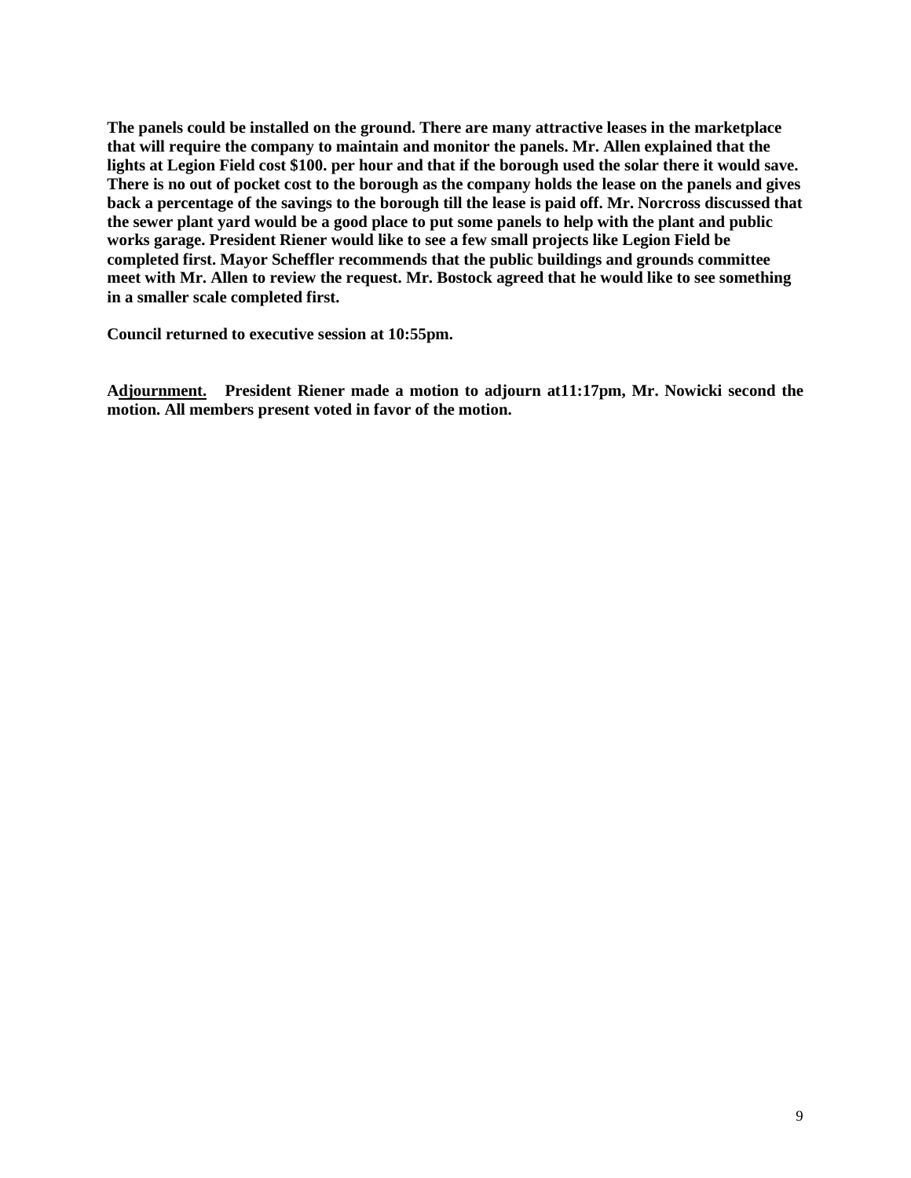**The panels could be installed on the ground. There are many attractive leases in the marketplace that will require the company to maintain and monitor the panels. Mr. Allen explained that the lights at Legion Field cost $100. per hour and that if the borough used the solar there it would save. There is no out of pocket cost to the borough as the company holds the lease on the panels and gives back a percentage of the savings to the borough till the lease is paid off. Mr. Norcross discussed that the sewer plant yard would be a good place to put some panels to help with the plant and public works garage. President Riener would like to see a few small projects like Legion Field be completed first. Mayor Scheffler recommends that the public buildings and grounds committee meet with Mr. Allen to review the request. Mr. Bostock agreed that he would like to see something in a smaller scale completed first.**

**Council returned to executive session at 10:55pm.**

**Adjournment.** **President Riener made a motion to adjourn at11:17pm, Mr. Nowicki second the motion. All members present voted in favor of the motion.**